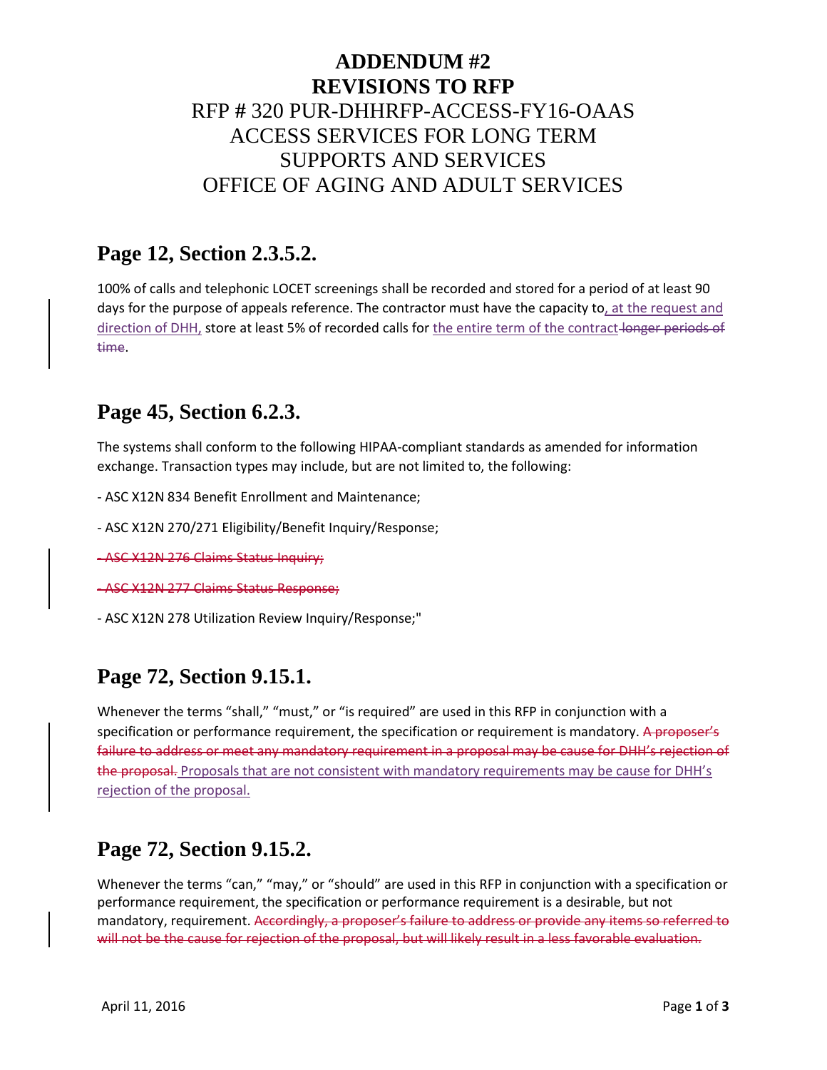# ADDENDUM #2
# REVISIONS TO RFP

RFP # 320 PUR-DHHRFP-ACCESS-FY16-OAAS
ACCESS SERVICES FOR LONG TERM SUPPORTS AND SERVICES
OFFICE OF AGING AND ADULT SERVICES

## Page 12, Section 2.3.5.2.

100% of calls and telephonic LOCET screenings shall be recorded and stored for a period of at least 90 days for the purpose of appeals reference. The contractor must have the capacity to<ins>, at the request and direction of DHH,</ins> store at least 5% of recorded calls for <ins>the entire term of the contract</ins> ~~longer periods of time~~.

## Page 45, Section 6.2.3.

The systems shall conform to the following HIPAA-compliant standards as amended for information exchange. Transaction types may include, but are not limited to, the following:

- ASC X12N 834 Benefit Enrollment and Maintenance;

- ASC X12N 270/271 Eligibility/Benefit Inquiry/Response;

~~- ASC X12N 276 Claims Status Inquiry;~~

~~- ASC X12N 277 Claims Status Response;~~

- ASC X12N 278 Utilization Review Inquiry/Response;"

## Page 72, Section 9.15.1.

Whenever the terms "shall," "must," or "is required" are used in this RFP in conjunction with a specification or performance requirement, the specification or requirement is mandatory. ~~A proposer's failure to address or meet any mandatory requirement in a proposal may be cause for DHH's rejection of the proposal.~~ <ins>Proposals that are not consistent with mandatory requirements may be cause for DHH's rejection of the proposal.</ins>

## Page 72, Section 9.15.2.

Whenever the terms "can," "may," or "should" are used in this RFP in conjunction with a specification or performance requirement, the specification or performance requirement is a desirable, but not mandatory, requirement. ~~Accordingly, a proposer's failure to address or provide any items so referred to will not be the cause for rejection of the proposal, but will likely result in a less favorable evaluation.~~

April 11, 2016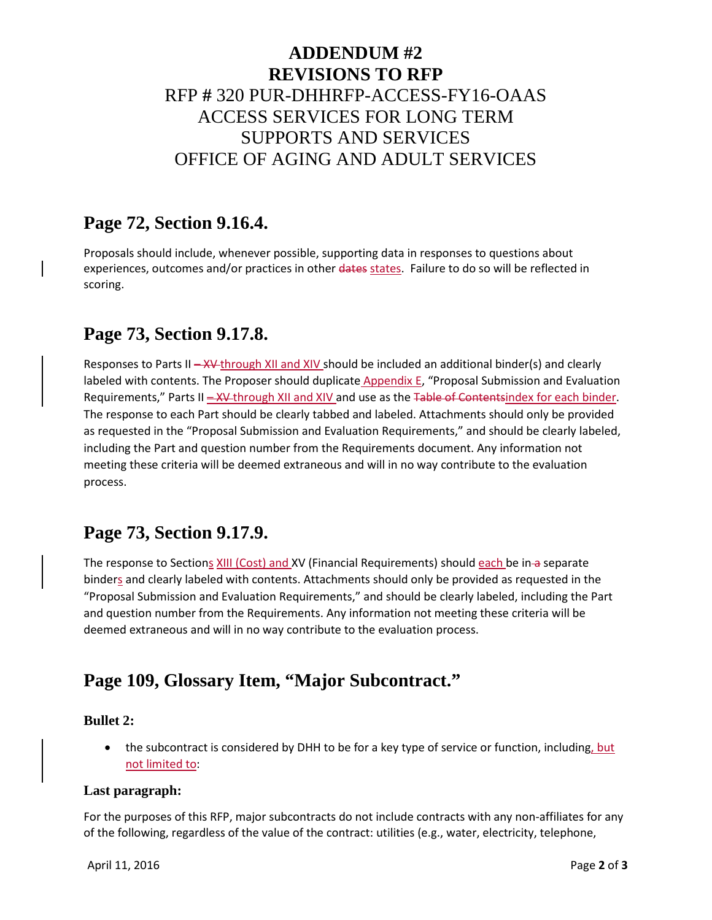# ADDENDUM #2
# REVISIONS TO RFP

RFP # 320 PUR-DHHRFP-ACCESS-FY16-OAAS
ACCESS SERVICES FOR LONG TERM SUPPORTS AND SERVICES
OFFICE OF AGING AND ADULT SERVICES

## Page 72, Section 9.16.4.

Proposals should include, whenever possible, supporting data in responses to questions about experiences, outcomes and/or practices in other ~~dates~~ <u>states</u>. Failure to do so will be reflected in scoring.

## Page 73, Section 9.17.8.

Responses to Parts II ~~– XV~~ <u>through XII and XIV</u> should be included an additional binder(s) and clearly labeled with contents. The Proposer should duplicate <u>Appendix E</u>, "Proposal Submission and Evaluation Requirements," Parts II ~~– XV~~ <u>through XII and XIV</u> and use as the ~~Table of Contents~~<u>index for each binder</u>. The response to each Part should be clearly tabbed and labeled. Attachments should only be provided as requested in the "Proposal Submission and Evaluation Requirements," and should be clearly labeled, including the Part and question number from the Requirements document. Any information not meeting these criteria will be deemed extraneous and will in no way contribute to the evaluation process.

## Page 73, Section 9.17.9.

The response to Section<u>s XIII (Cost) and</u> XV (Financial Requirements) should <u>each</u> be in ~~a~~ separate binder<u>s</u> and clearly labeled with contents. Attachments should only be provided as requested in the "Proposal Submission and Evaluation Requirements," and should be clearly labeled, including the Part and question number from the Requirements. Any information not meeting these criteria will be deemed extraneous and will in no way contribute to the evaluation process.

## Page 109, Glossary Item, "Major Subcontract."

### Bullet 2:

- the subcontract is considered by DHH to be for a key type of service or function, including<u>, but not limited to</u>:

### Last paragraph:

For the purposes of this RFP, major subcontracts do not include contracts with any non-affiliates for any of the following, regardless of the value of the contract: utilities (e.g., water, electricity, telephone,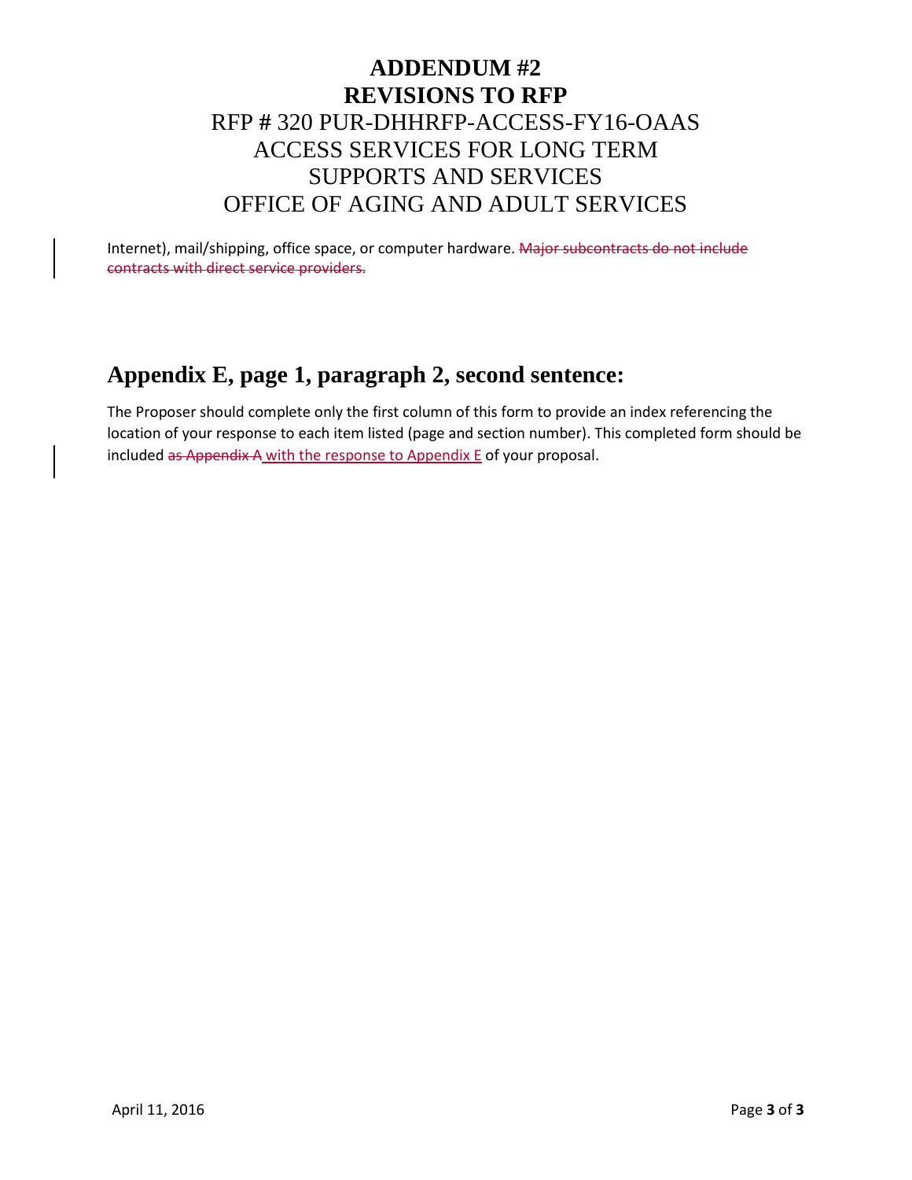Internet), mail/shipping, office space, or computer hardware. ~~Major subcontracts do not include contracts with direct service providers.~~

## Appendix E, page 1, paragraph 2, second sentence:

The Proposer should complete only the first column of this form to provide an index referencing the location of your response to each item listed (page and section number). This completed form should be included ~~as Appendix A~~ with the response to Appendix E of your proposal.

April 11, 2016